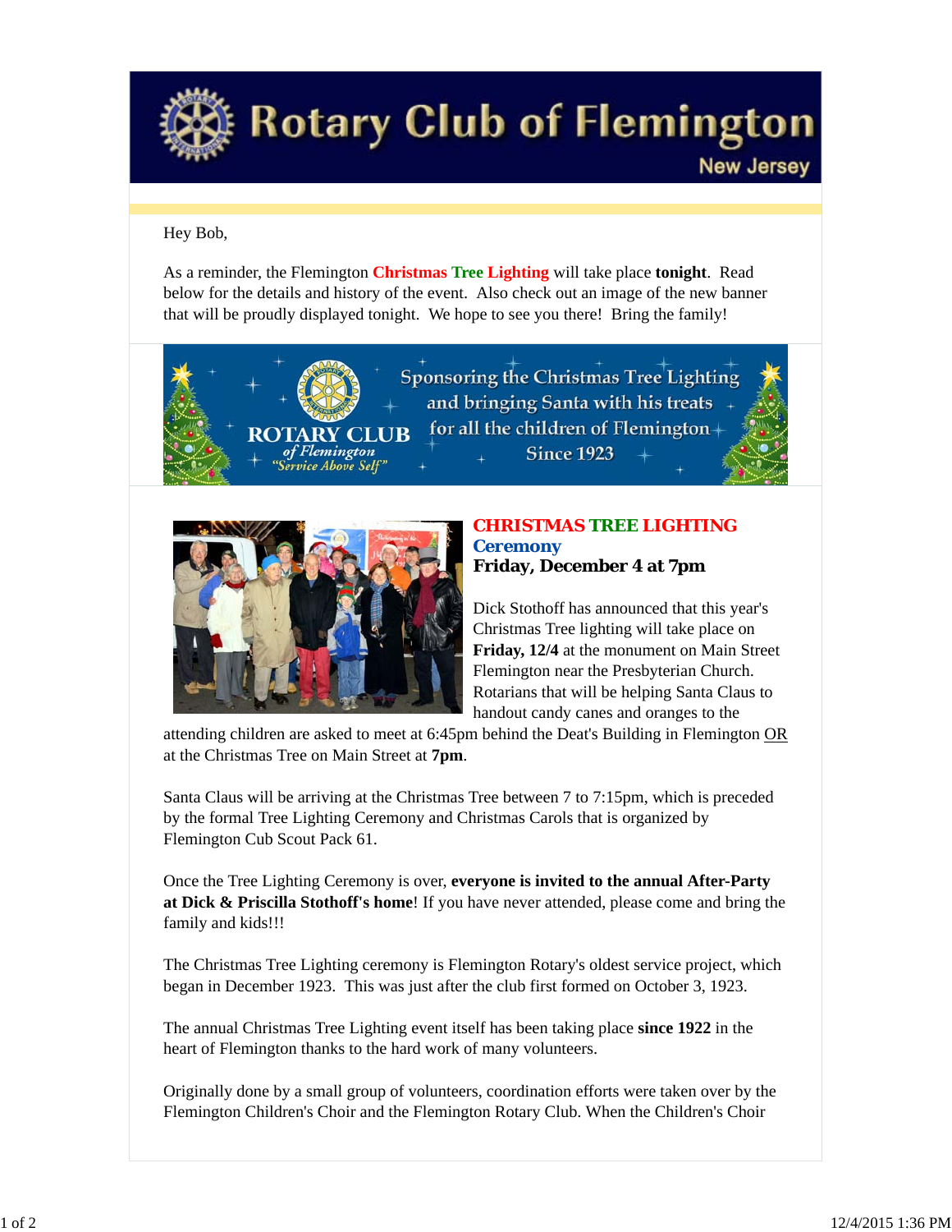# Rotary Club of Flemington

New Jersey

Hey Bob,

As a reminder, the Flemington **Christmas Tree Lighting** will take place **tonight**. Read below for the details and history of the event. Also check out an image of the new banner that will be proudly displayed tonight. We hope to see you there! Bring the family!

ROTARY CLUB *of Flemington* *"Service Above Self"*

Sponsoring the Christmas Tree Lighting and bringing Santa with his treats for all the children of Flemington Since 1923

## CHRISTMAS TREE LIGHTING Ceremony

### Friday, December 4 at 7pm

Dick Stothoff has announced that this year's Christmas Tree lighting will take place on **Friday, 12/4** at the monument on Main Street Flemington near the Presbyterian Church. Rotarians that will be helping Santa Claus to handout candy canes and oranges to the attending children are asked to meet at 6:45pm behind the Deat's Building in Flemington OR at the Christmas Tree on Main Street at **7pm**.

Santa Claus will be arriving at the Christmas Tree between 7 to 7:15pm, which is preceded by the formal Tree Lighting Ceremony and Christmas Carols that is organized by Flemington Cub Scout Pack 61.

Once the Tree Lighting Ceremony is over, **everyone is invited to the annual After-Party at Dick & Priscilla Stothoff's home**! If you have never attended, please come and bring the family and kids!!!

The Christmas Tree Lighting ceremony is Flemington Rotary's oldest service project, which began in December 1923. This was just after the club first formed on October 3, 1923.

The annual Christmas Tree Lighting event itself has been taking place **since 1922** in the heart of Flemington thanks to the hard work of many volunteers.

Originally done by a small group of volunteers, coordination efforts were taken over by the Flemington Children's Choir and the Flemington Rotary Club. When the Children's Choir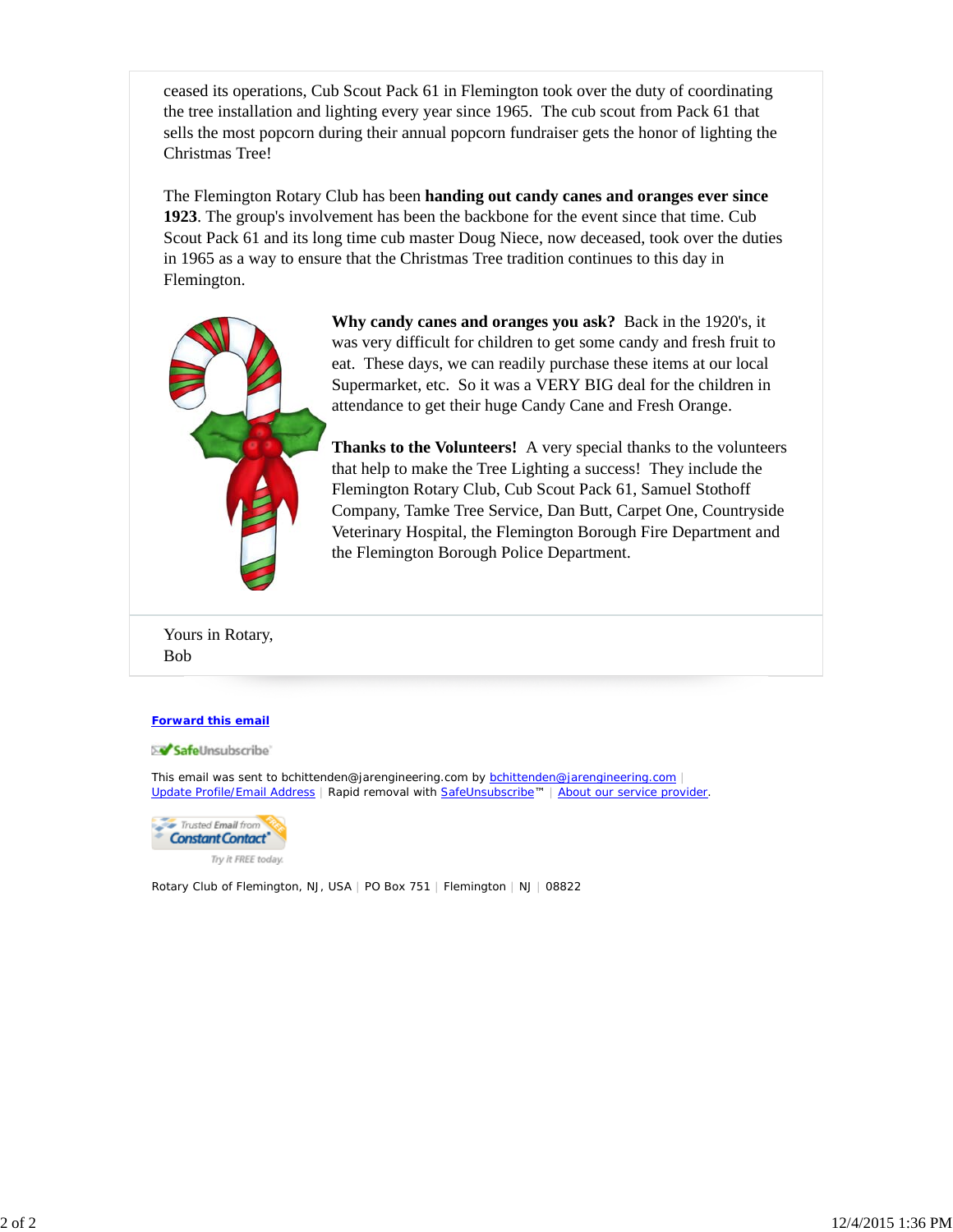ceased its operations, Cub Scout Pack 61 in Flemington took over the duty of coordinating the tree installation and lighting every year since 1965. The cub scout from Pack 61 that sells the most popcorn during their annual popcorn fundraiser gets the honor of lighting the Christmas Tree!

The Flemington Rotary Club has been **handing out candy canes and oranges ever since 1923**. The group's involvement has been the backbone for the event since that time. Cub Scout Pack 61 and its long time cub master Doug Niece, now deceased, took over the duties in 1965 as a way to ensure that the Christmas Tree tradition continues to this day in Flemington.

**Why candy canes and oranges you ask?** Back in the 1920's, it was very difficult for children to get some candy and fresh fruit to eat. These days, we can readily purchase these items at our local Supermarket, etc. So it was a VERY BIG deal for the children in attendance to get their huge Candy Cane and Fresh Orange.

**Thanks to the Volunteers!** A very special thanks to the volunteers that help to make the Tree Lighting a success! They include the Flemington Rotary Club, Cub Scout Pack 61, Samuel Stothoff Company, Tamke Tree Service, Dan Butt, Carpet One, Countryside Veterinary Hospital, the Flemington Borough Fire Department and the Flemington Borough Police Department.

Yours in Rotary,
Bob

**Forward this email**

SafeUnsubscribe

This email was sent to bchittenden@jarengineering.com by bchittenden@jarengineering.com | Update Profile/Email Address | Rapid removal with SafeUnsubscribe™ | About our service provider.

Trusted Email from Constant Contact — Try it FREE today.

Rotary Club of Flemington, NJ, USA | PO Box 751 | Flemington | NJ | 08822